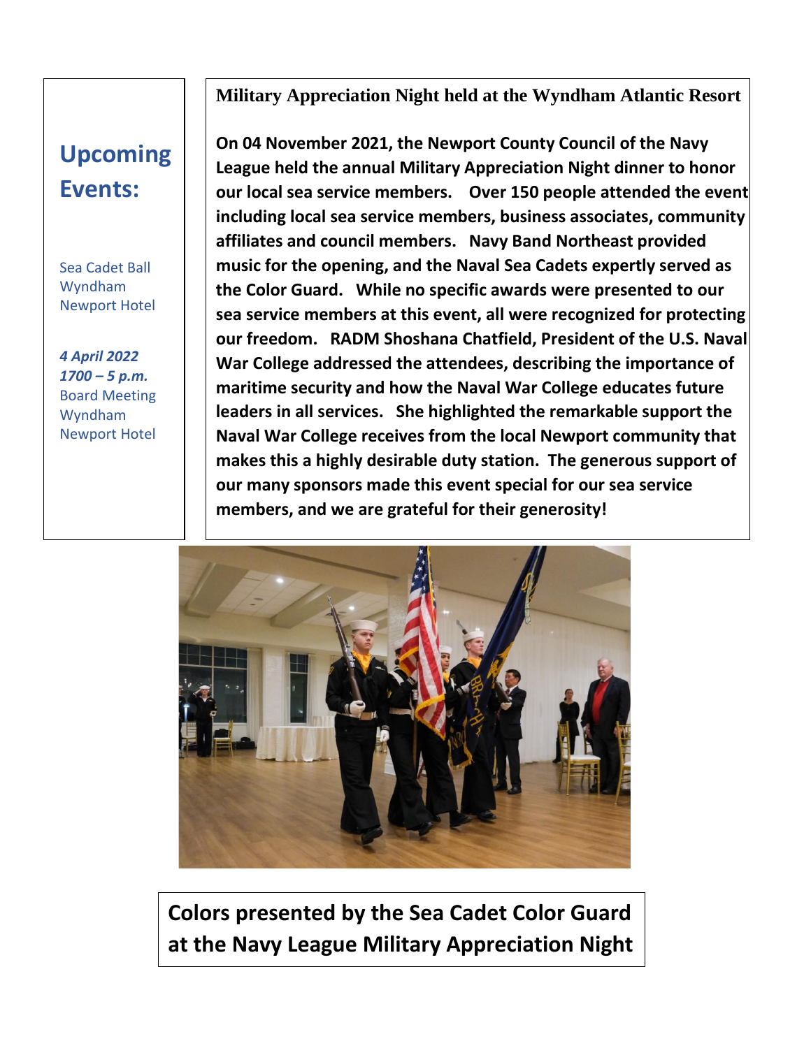## Upcoming Events:

Sea Cadet Ball
Wyndham
Newport Hotel

***4 April 2022***
***1700 – 5 p.m.***
Board Meeting
Wyndham
Newport Hotel

## Military Appreciation Night held at the Wyndham Atlantic Resort

**On 04 November 2021, the Newport County Council of the Navy League held the annual Military Appreciation Night dinner to honor our local sea service members. Over 150 people attended the event including local sea service members, business associates, community affiliates and council members. Navy Band Northeast provided music for the opening, and the Naval Sea Cadets expertly served as the Color Guard. While no specific awards were presented to our sea service members at this event, all were recognized for protecting our freedom. RADM Shoshana Chatfield, President of the U.S. Naval War College addressed the attendees, describing the importance of maritime security and how the Naval War College educates future leaders in all services. She highlighted the remarkable support the Naval War College receives from the local Newport community that makes this a highly desirable duty station. The generous support of our many sponsors made this event special for our sea service members, and we are grateful for their generosity!**

**Colors presented by the Sea Cadet Color Guard at the Navy League Military Appreciation Night**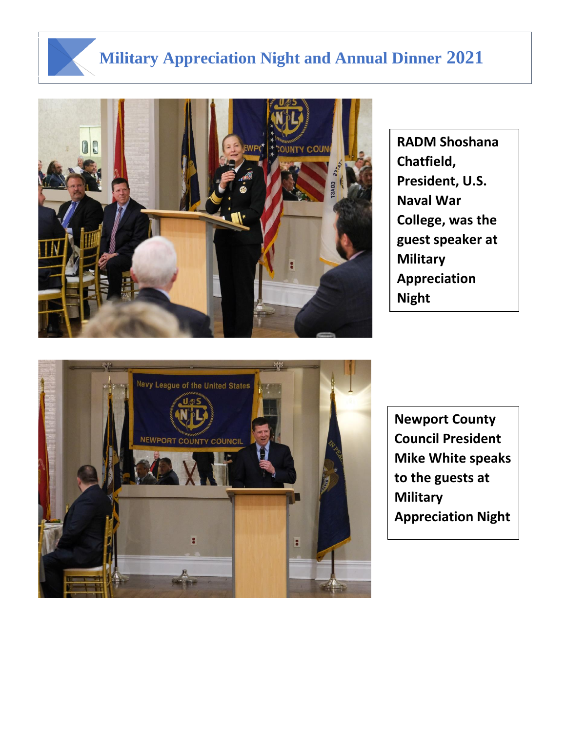# Military Appreciation Night and Annual Dinner 2021

**RADM Shoshana Chatfield, President, U.S. Naval War College, was the guest speaker at Military Appreciation Night**

**Newport County Council President Mike White speaks to the guests at Military Appreciation Night**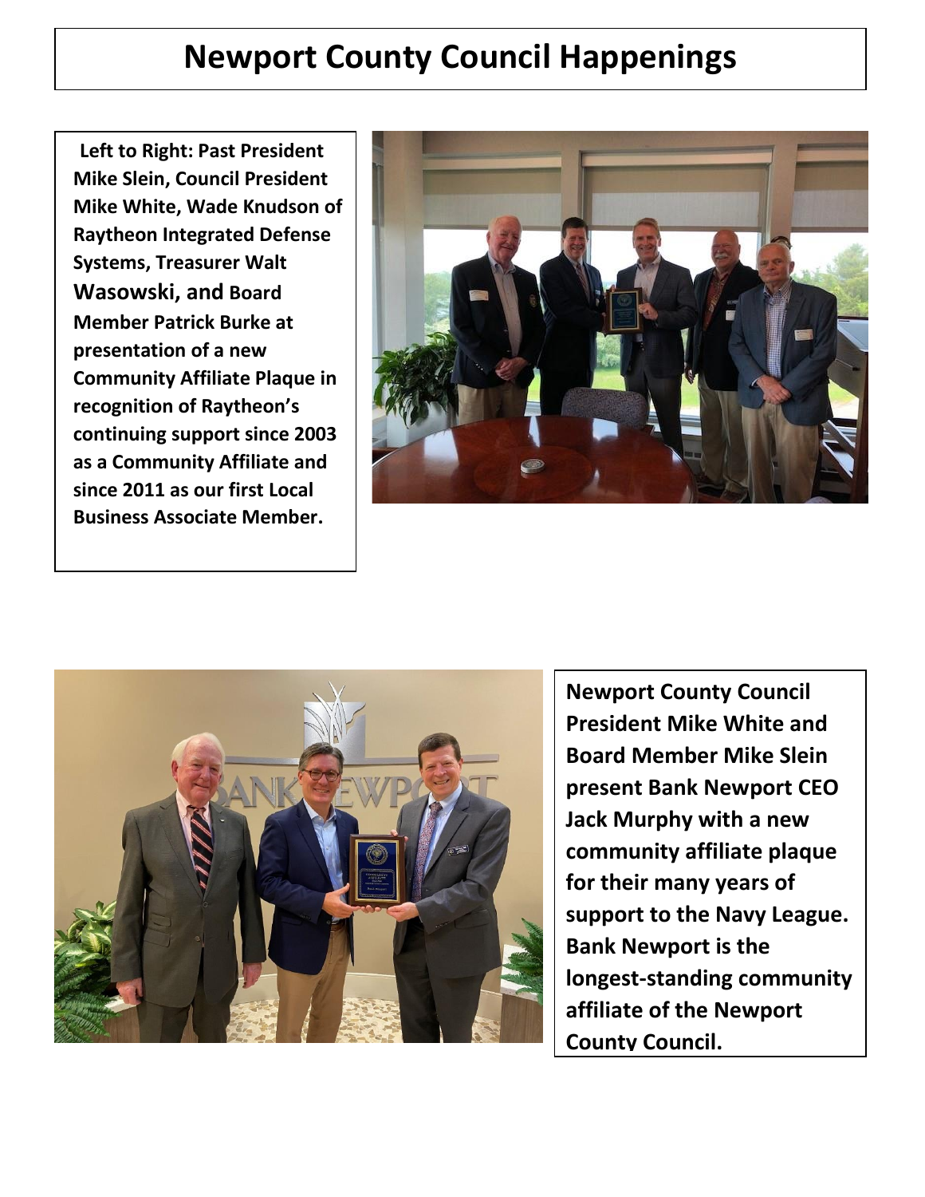# Newport County Council Happenings

**Left to Right: Past President Mike Slein, Council President Mike White, Wade Knudson of Raytheon Integrated Defense Systems, Treasurer Walt Wasowski, and Board Member Patrick Burke at presentation of a new Community Affiliate Plaque in recognition of Raytheon's continuing support since 2003 as a Community Affiliate and since 2011 as our first Local Business Associate Member.**

**Newport County Council President Mike White and Board Member Mike Slein present Bank Newport CEO Jack Murphy with a new community affiliate plaque for their many years of support to the Navy League. Bank Newport is the longest-standing community affiliate of the Newport County Council.**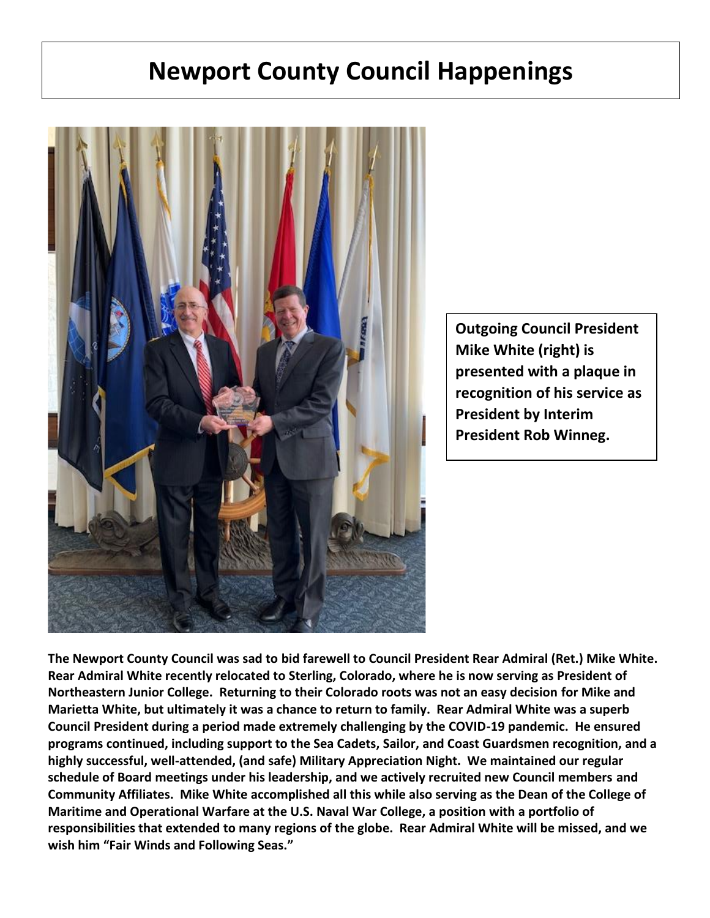# Newport County Council Happenings

**Outgoing Council President Mike White (right) is presented with a plaque in recognition of his service as President by Interim President Rob Winneg.**

**The Newport County Council was sad to bid farewell to Council President Rear Admiral (Ret.) Mike White. Rear Admiral White recently relocated to Sterling, Colorado, where he is now serving as President of Northeastern Junior College. Returning to their Colorado roots was not an easy decision for Mike and Marietta White, but ultimately it was a chance to return to family. Rear Admiral White was a superb Council President during a period made extremely challenging by the COVID-19 pandemic. He ensured programs continued, including support to the Sea Cadets, Sailor, and Coast Guardsmen recognition, and a highly successful, well-attended, (and safe) Military Appreciation Night. We maintained our regular schedule of Board meetings under his leadership, and we actively recruited new Council members and Community Affiliates. Mike White accomplished all this while also serving as the Dean of the College of Maritime and Operational Warfare at the U.S. Naval War College, a position with a portfolio of responsibilities that extended to many regions of the globe. Rear Admiral White will be missed, and we wish him "Fair Winds and Following Seas."**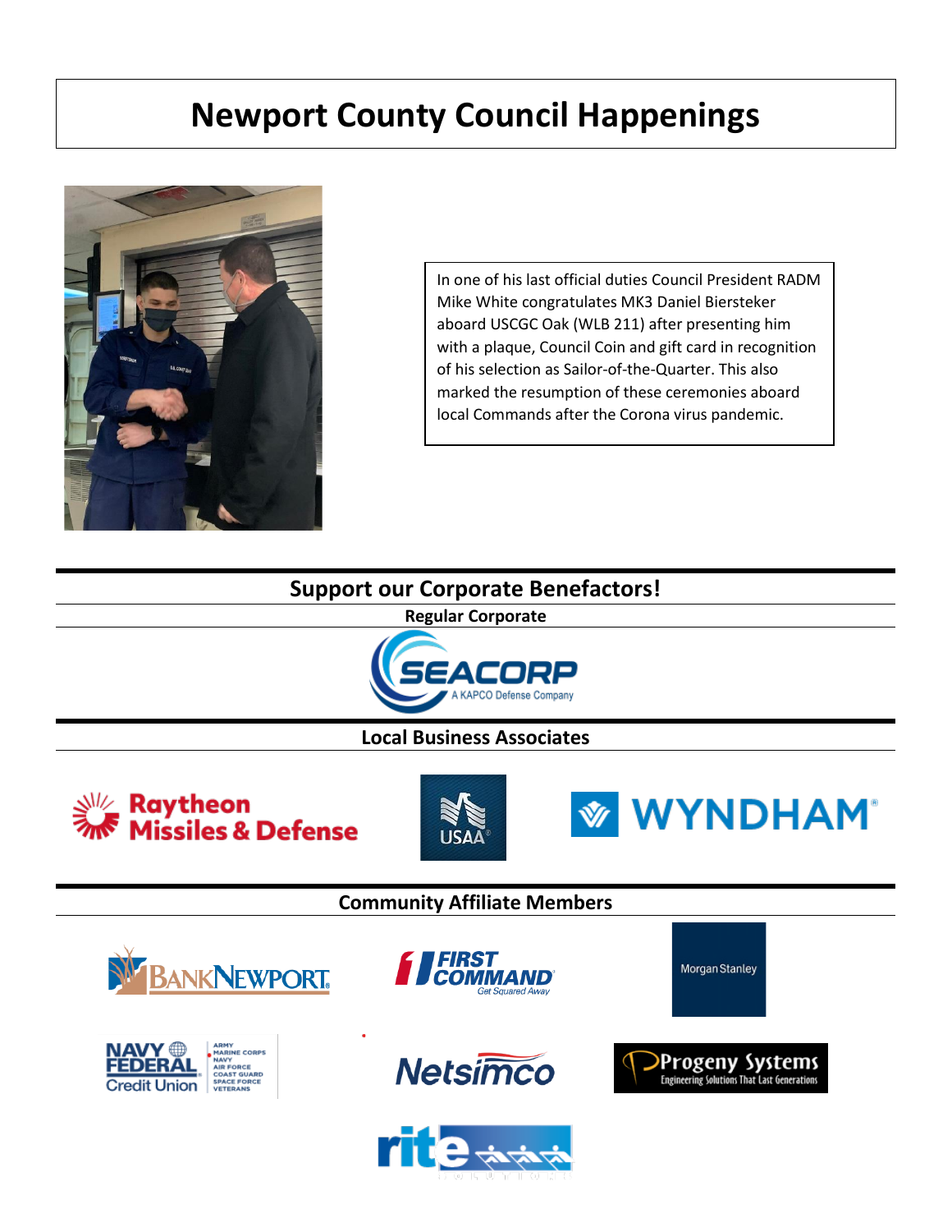# Newport County Council Happenings

In one of his last official duties Council President RADM Mike White congratulates MK3 Daniel Biersteker aboard USCGC Oak (WLB 211) after presenting him with a plaque, Council Coin and gift card in recognition of his selection as Sailor-of-the-Quarter. This also marked the resumption of these ceremonies aboard local Commands after the Corona virus pandemic.

## Support our Corporate Benefactors!

### Regular Corporate

SEACORP
A KAPCO Defense Company

### Local Business Associates

Raytheon Missiles & Defense

USAA

WYNDHAM

### Community Affiliate Members

BANKNEWPORT

FIRST COMMAND
Get Squared Away

Morgan Stanley

NAVY FEDERAL Credit Union
ARMY
MARINE CORPS
NAVY
AIR FORCE
COAST GUARD
SPACE FORCE
VETERANS

Netsimco

Progeny Systems
Engineering Solutions That Last Generations

rite